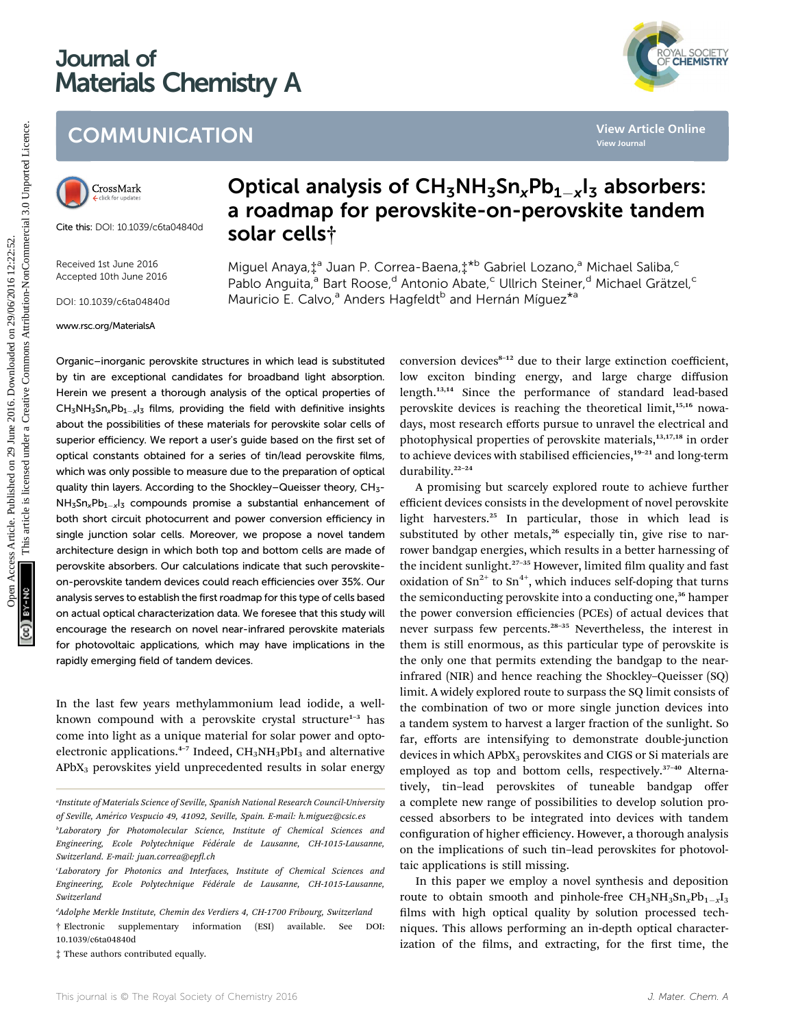# Journal of Materials Chemistry A

## COMMUNICATION

Cite this: DOI: 10.1039/c6ta04840d

Received 1st June 2016
Accepted 10th June 2016

DOI: 10.1039/c6ta04840d

www.rsc.org/MaterialsA

# Optical analysis of $CH_3NH_3Sn_xPb_{1-x}I_3$ absorbers: a roadmap for perovskite-on-perovskite tandem solar cells†

Miguel Anaya,‡[a] Juan P. Correa-Baena,‡*[b] Gabriel Lozano,[a] Michael Saliba,[c] Pablo Anguita,[a] Bart Roose,[d] Antonio Abate,[c] Ullrich Steiner,[d] Michael Grätzel,[c] Mauricio E. Calvo,[a] Anders Hagfeldt[b] and Hernán Míguez*[a]

Organic–inorganic perovskite structures in which lead is substituted by tin are exceptional candidates for broadband light absorption. Herein we present a thorough analysis of the optical properties of $CH_3NH_3Sn_xPb_{1-x}I_3$ films, providing the field with definitive insights about the possibilities of these materials for perovskite solar cells of superior efficiency. We report a user's guide based on the first set of optical constants obtained for a series of tin/lead perovskite films, which was only possible to measure due to the preparation of optical quality thin layers. According to the Shockley–Queisser theory, $CH_3NH_3Sn_xPb_{1-x}I_3$ compounds promise a substantial enhancement of both short circuit photocurrent and power conversion efficiency in single junction solar cells. Moreover, we propose a novel tandem architecture design in which both top and bottom cells are made of perovskite absorbers. Our calculations indicate that such perovskite-on-perovskite tandem devices could reach efficiencies over 35%. Our analysis serves to establish the first roadmap for this type of cells based on actual optical characterization data. We foresee that this study will encourage the research on novel near-infrared perovskite materials for photovoltaic applications, which may have implications in the rapidly emerging field of tandem devices.

In the last few years methylammonium lead iodide, a well-known compound with a perovskite crystal structure[1–3] has come into light as a unique material for solar power and optoelectronic applications.[4–7] Indeed, $CH_3NH_3PbI_3$ and alternative $APbX_3$ perovskites yield unprecedented results in solar energy conversion devices[8–12] due to their large extinction coefficient, low exciton binding energy, and large charge diffusion length.[13,14] Since the performance of standard lead-based perovskite devices is reaching the theoretical limit,[15,16] nowadays, most research efforts pursue to unravel the electrical and photophysical properties of perovskite materials,[13,17,18] in order to achieve devices with stabilised efficiencies,[19–21] and long-term durability.[22–24]

A promising but scarcely explored route to achieve further efficient devices consists in the development of novel perovskite light harvesters.[25] In particular, those in which lead is substituted by other metals,[26] especially tin, give rise to narrower bandgap energies, which results in a better harnessing of the incident sunlight.[27–35] However, limited film quality and fast oxidation of $Sn^{2+}$ to $Sn^{4+}$, which induces self-doping that turns the semiconducting perovskite into a conducting one,[36] hamper the power conversion efficiencies (PCEs) of actual devices that never surpass few percents.[28–35] Nevertheless, the interest in them is still enormous, as this particular type of perovskite is the only one that permits extending the bandgap to the near-infrared (NIR) and hence reaching the Shockley–Queisser (SQ) limit. A widely explored route to surpass the SQ limit consists of the combination of two or more single junction devices into a tandem system to harvest a larger fraction of the sunlight. So far, efforts are intensifying to demonstrate double-junction devices in which $APbX_3$ perovskites and CIGS or Si materials are employed as top and bottom cells, respectively.[37–40] Alternatively, tin–lead perovskites of tuneable bandgap offer a complete new range of possibilities to develop solution processed absorbers to be integrated into devices with tandem configuration of higher efficiency. However, a thorough analysis on the implications of such tin–lead perovskites for photovoltaic applications is still missing.

In this paper we employ a novel synthesis and deposition route to obtain smooth and pinhole-free $CH_3NH_3Sn_xPb_{1-x}I_3$ films with high optical quality by solution processed techniques. This allows performing an in-depth optical characterization of the films, and extracting, for the first time, the

---

[a] Institute of Materials Science of Seville, Spanish National Research Council-University of Seville, Américo Vespucio 49, 41092, Seville, Spain. E-mail: h.miguez@csic.es

[b] Laboratory for Photomolecular Science, Institute of Chemical Sciences and Engineering, Ecole Polytechnique Fédérale de Lausanne, CH-1015-Lausanne, Switzerland. E-mail: juan.correa@epfl.ch

[c] Laboratory for Photonics and Interfaces, Institute of Chemical Sciences and Engineering, Ecole Polytechnique Fédérale de Lausanne, CH-1015-Lausanne, Switzerland

[d] Adolphe Merkle Institute, Chemin des Verdiers 4, CH-1700 Fribourg, Switzerland

† Electronic supplementary information (ESI) available. See DOI: 10.1039/c6ta04840d

‡ These authors contributed equally.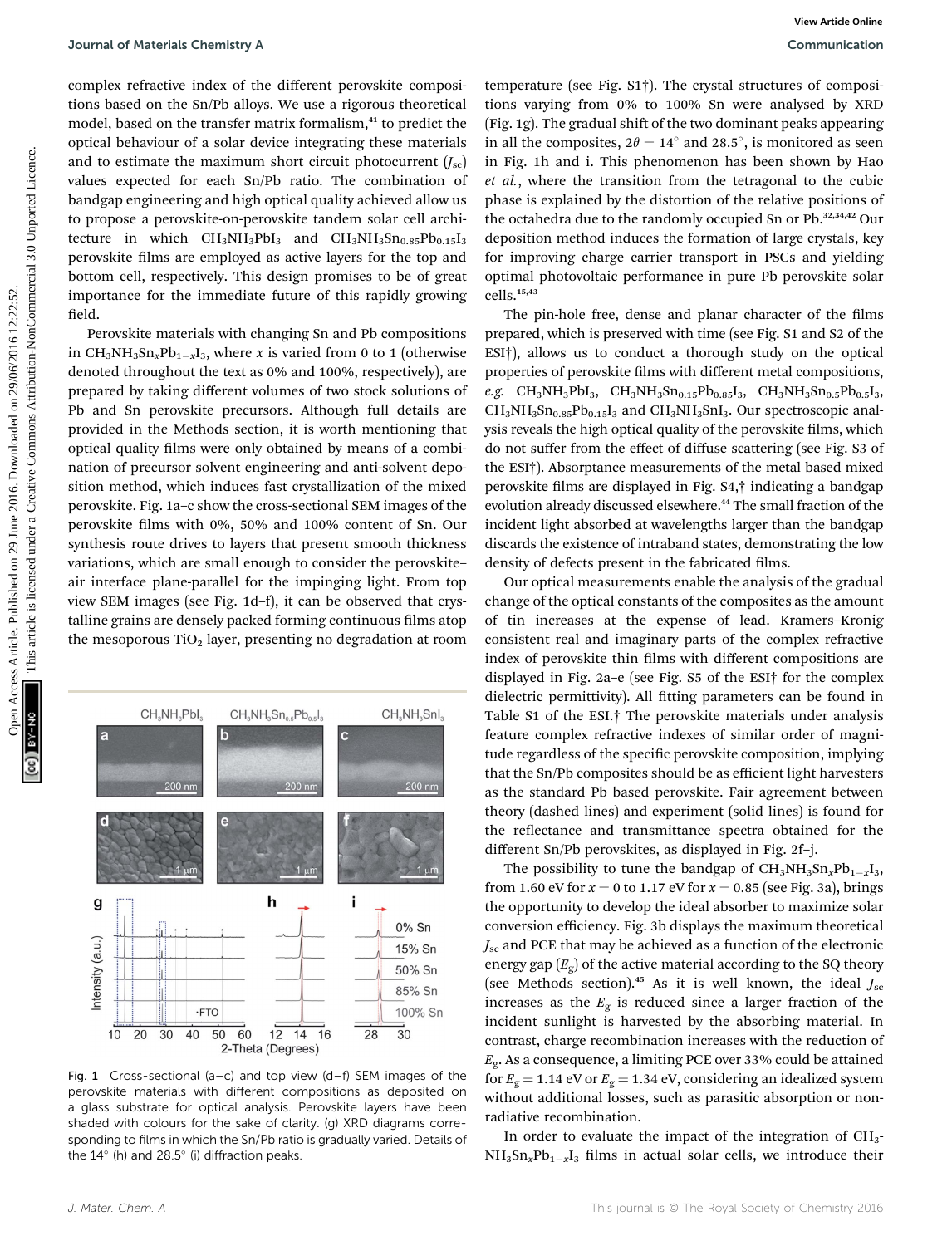complex refractive index of the different perovskite compositions based on the Sn/Pb alloys. We use a rigorous theoretical model, based on the transfer matrix formalism,[41] to predict the optical behaviour of a solar device integrating these materials and to estimate the maximum short circuit photocurrent ($J_{sc}$) values expected for each Sn/Pb ratio. The combination of bandgap engineering and high optical quality achieved allow us to propose a perovskite-on-perovskite tandem solar cell architecture in which $CH_3NH_3PbI_3$ and $CH_3NH_3Sn_{0.85}Pb_{0.15}I_3$ perovskite films are employed as active layers for the top and bottom cell, respectively. This design promises to be of great importance for the immediate future of this rapidly growing field.

Perovskite materials with changing Sn and Pb compositions in $CH_3NH_3Sn_xPb_{1-x}I_3$, where $x$ is varied from 0 to 1 (otherwise denoted throughout the text as 0% and 100%, respectively), are prepared by taking different volumes of two stock solutions of Pb and Sn perovskite precursors. Although full details are provided in the Methods section, it is worth mentioning that optical quality films were only obtained by means of a combination of precursor solvent engineering and anti-solvent deposition method, which induces fast crystallization of the mixed perovskite. Fig. 1a–c show the cross-sectional SEM images of the perovskite films with 0%, 50% and 100% content of Sn. Our synthesis route drives to layers that present smooth thickness variations, which are small enough to consider the perovskite–air interface plane-parallel for the impinging light. From top view SEM images (see Fig. 1d–f), it can be observed that crystalline grains are densely packed forming continuous films atop the mesoporous $TiO_2$ layer, presenting no degradation at room temperature (see Fig. S1†). The crystal structures of compositions varying from 0% to 100% Sn were analysed by XRD (Fig. 1g). The gradual shift of the two dominant peaks appearing in all the composites, $2\theta = 14°$ and $28.5°$, is monitored as seen in Fig. 1h and i. This phenomenon has been shown by Hao *et al.*, where the transition from the tetragonal to the cubic phase is explained by the distortion of the relative positions of the octahedra due to the randomly occupied Sn or Pb.[32,34,42] Our deposition method induces the formation of large crystals, key for improving charge carrier transport in PSCs and yielding optimal photovoltaic performance in pure Pb perovskite solar cells.[15,43]

Fig. 1 Cross-sectional (a–c) and top view (d–f) SEM images of the perovskite materials with different compositions as deposited on a glass substrate for optical analysis. Perovskite layers have been shaded with colours for the sake of clarity. (g) XRD diagrams corresponding to films in which the Sn/Pb ratio is gradually varied. Details of the 14° (h) and 28.5° (i) diffraction peaks.

The pin-hole free, dense and planar character of the films prepared, which is preserved with time (see Fig. S1 and S2 of the ESI†), allows us to conduct a thorough study on the optical properties of perovskite films with different metal compositions, *e.g.* $CH_3NH_3PbI_3$, $CH_3NH_3Sn_{0.15}Pb_{0.85}I_3$, $CH_3NH_3Sn_{0.5}Pb_{0.5}I_3$, $CH_3NH_3Sn_{0.85}Pb_{0.15}I_3$ and $CH_3NH_3SnI_3$. Our spectroscopic analysis reveals the high optical quality of the perovskite films, which do not suffer from the effect of diffuse scattering (see Fig. S3 of the ESI†). Absorptance measurements of the metal based mixed perovskite films are displayed in Fig. S4,† indicating a bandgap evolution already discussed elsewhere.[44] The small fraction of the incident light absorbed at wavelengths larger than the bandgap discards the existence of intraband states, demonstrating the low density of defects present in the fabricated films.

Our optical measurements enable the analysis of the gradual change of the optical constants of the composites as the amount of tin increases at the expense of lead. Kramers–Kronig consistent real and imaginary parts of the complex refractive index of perovskite thin films with different compositions are displayed in Fig. 2a–e (see Fig. S5 of the ESI† for the complex dielectric permittivity). All fitting parameters can be found in Table S1 of the ESI.† The perovskite materials under analysis feature complex refractive indexes of similar order of magnitude regardless of the specific perovskite composition, implying that the Sn/Pb composites should be as efficient light harvesters as the standard Pb based perovskite. Fair agreement between theory (dashed lines) and experiment (solid lines) is found for the reflectance and transmittance spectra obtained for the different Sn/Pb perovskites, as displayed in Fig. 2f–j.

The possibility to tune the bandgap of $CH_3NH_3Sn_xPb_{1-x}I_3$, from 1.60 eV for $x = 0$ to 1.17 eV for $x = 0.85$ (see Fig. 3a), brings the opportunity to develop the ideal absorber to maximize solar conversion efficiency. Fig. 3b displays the maximum theoretical $J_{sc}$ and PCE that may be achieved as a function of the electronic energy gap ($E_g$) of the active material according to the SQ theory (see Methods section).[45] As it is well known, the ideal $J_{sc}$ increases as the $E_g$ is reduced since a larger fraction of the incident sunlight is harvested by the absorbing material. In contrast, charge recombination increases with the reduction of $E_g$. As a consequence, a limiting PCE over 33% could be attained for $E_g = 1.14$ eV or $E_g = 1.34$ eV, considering an idealized system without additional losses, such as parasitic absorption or non-radiative recombination.

In order to evaluate the impact of the integration of $CH_3NH_3Sn_xPb_{1-x}I_3$ films in actual solar cells, we introduce their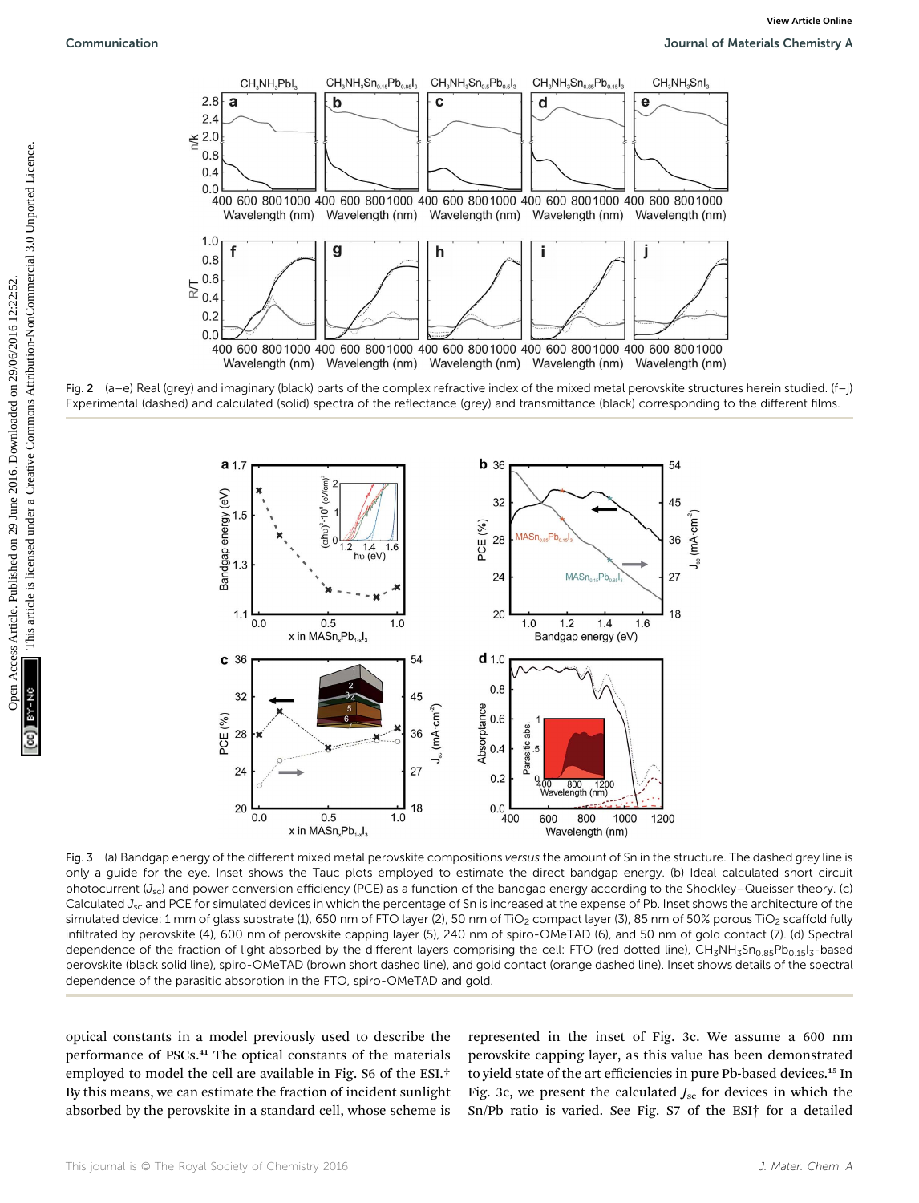Fig. 2 (a–e) Real (grey) and imaginary (black) parts of the complex refractive index of the mixed metal perovskite structures herein studied. (f–j) Experimental (dashed) and calculated (solid) spectra of the reflectance (grey) and transmittance (black) corresponding to the different films.

Fig. 3 (a) Bandgap energy of the different mixed metal perovskite compositions *versus* the amount of Sn in the structure. The dashed grey line is only a guide for the eye. Inset shows the Tauc plots employed to estimate the direct bandgap energy. (b) Ideal calculated short circuit photocurrent ($J_{sc}$) and power conversion efficiency (PCE) as a function of the bandgap energy according to the Shockley–Queisser theory. (c) Calculated $J_{sc}$ and PCE for simulated devices in which the percentage of Sn is increased at the expense of Pb. Inset shows the architecture of the simulated device: 1 mm of glass substrate (1), 650 nm of FTO layer (2), 50 nm of $TiO_2$ compact layer (3), 85 nm of 50% porous $TiO_2$ scaffold fully infiltrated by perovskite (4), 600 nm of perovskite capping layer (5), 240 nm of spiro-OMeTAD (6), and 50 nm of gold contact (7). (d) Spectral dependence of the fraction of light absorbed by the different layers comprising the cell: FTO (red dotted line), $CH_3NH_3Sn_{0.85}Pb_{0.15}I_3$-based perovskite (black solid line), spiro-OMeTAD (brown short dashed line), and gold contact (orange dashed line). Inset shows details of the spectral dependence of the parasitic absorption in the FTO, spiro-OMeTAD and gold.

optical constants in a model previously used to describe the performance of PSCs.[41] The optical constants of the materials employed to model the cell are available in Fig. S6 of the ESI.† By this means, we can estimate the fraction of incident sunlight absorbed by the perovskite in a standard cell, whose scheme is represented in the inset of Fig. 3c. We assume a 600 nm perovskite capping layer, as this value has been demonstrated to yield state of the art efficiencies in pure Pb-based devices.[15] In Fig. 3c, we present the calculated $J_{sc}$ for devices in which the Sn/Pb ratio is varied. See Fig. S7 of the ESI† for a detailed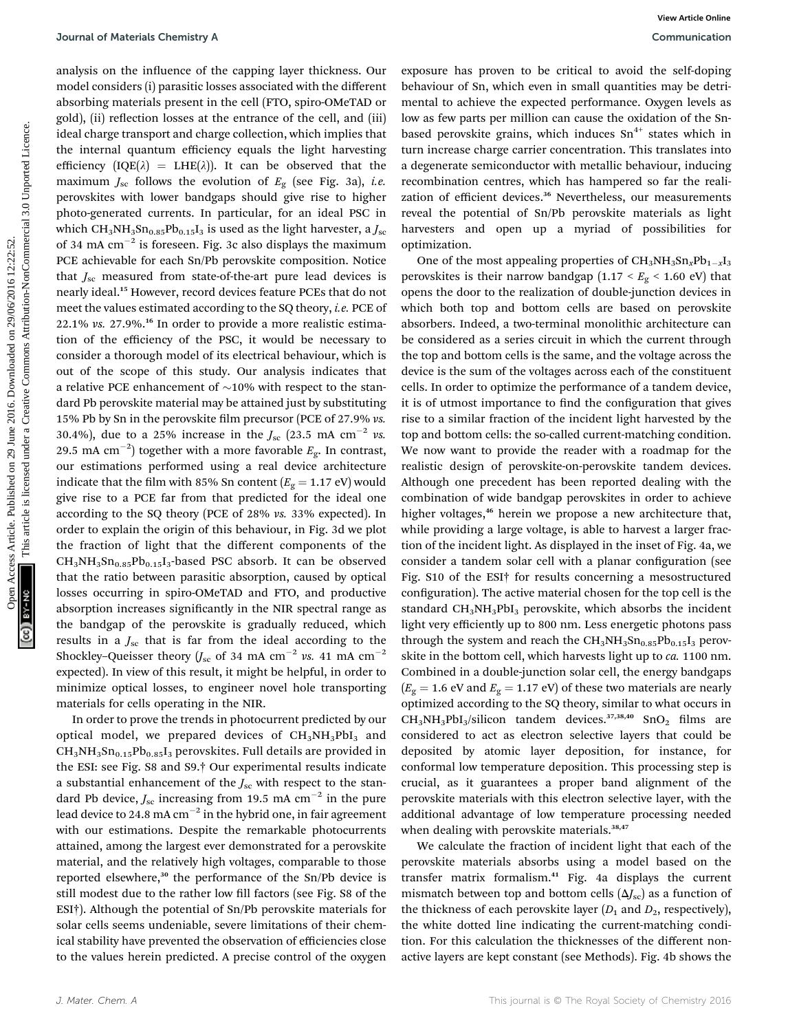analysis on the influence of the capping layer thickness. Our model considers (i) parasitic losses associated with the different absorbing materials present in the cell (FTO, spiro-OMeTAD or gold), (ii) reflection losses at the entrance of the cell, and (iii) ideal charge transport and charge collection, which implies that the internal quantum efficiency equals the light harvesting efficiency ($IQE(\lambda) = LHE(\lambda)$). It can be observed that the maximum $J_{sc}$ follows the evolution of $E_g$ (see Fig. 3a), *i.e.* perovskites with lower bandgaps should give rise to higher photo-generated currents. In particular, for an ideal PSC in which $CH_3NH_3Sn_{0.85}Pb_{0.15}I_3$ is used as the light harvester, a $J_{sc}$ of 34 mA cm$^{-2}$ is foreseen. Fig. 3c also displays the maximum PCE achievable for each Sn/Pb perovskite composition. Notice that $J_{sc}$ measured from state-of-the-art pure lead devices is nearly ideal.[15] However, record devices feature PCEs that do not meet the values estimated according to the SQ theory, *i.e.* PCE of 22.1% *vs.* 27.9%.[16] In order to provide a more realistic estimation of the efficiency of the PSC, it would be necessary to consider a thorough model of its electrical behaviour, which is out of the scope of this study. Our analysis indicates that a relative PCE enhancement of ~10% with respect to the standard Pb perovskite material may be attained just by substituting 15% Pb by Sn in the perovskite film precursor (PCE of 27.9% *vs.* 30.4%), due to a 25% increase in the $J_{sc}$ (23.5 mA cm$^{-2}$ *vs.* 29.5 mA cm$^{-2}$) together with a more favorable $E_g$. In contrast, our estimations performed using a real device architecture indicate that the film with 85% Sn content ($E_g = 1.17$ eV) would give rise to a PCE far from that predicted for the ideal one according to the SQ theory (PCE of 28% *vs.* 33% expected). In order to explain the origin of this behaviour, in Fig. 3d we plot the fraction of light that the different components of the $CH_3NH_3Sn_{0.85}Pb_{0.15}I_3$-based PSC absorb. It can be observed that the ratio between parasitic absorption, caused by optical losses occurring in spiro-OMeTAD and FTO, and productive absorption increases significantly in the NIR spectral range as the bandgap of the perovskite is gradually reduced, which results in a $J_{sc}$ that is far from the ideal according to the Shockley–Queisser theory ($J_{sc}$ of 34 mA cm$^{-2}$ *vs.* 41 mA cm$^{-2}$ expected). In view of this result, it might be helpful, in order to minimize optical losses, to engineer novel hole transporting materials for cells operating in the NIR.

In order to prove the trends in photocurrent predicted by our optical model, we prepared devices of $CH_3NH_3PbI_3$ and $CH_3NH_3Sn_{0.15}Pb_{0.85}I_3$ perovskites. Full details are provided in the ESI: see Fig. S8 and S9.† Our experimental results indicate a substantial enhancement of the $J_{sc}$ with respect to the standard Pb device, $J_{sc}$ increasing from 19.5 mA cm$^{-2}$ in the pure lead device to 24.8 mA cm$^{-2}$ in the hybrid one, in fair agreement with our estimations. Despite the remarkable photocurrents attained, among the largest ever demonstrated for a perovskite material, and the relatively high voltages, comparable to those reported elsewhere,[30] the performance of the Sn/Pb device is still modest due to the rather low fill factors (see Fig. S8 of the ESI†). Although the potential of Sn/Pb perovskite materials for solar cells seems undeniable, severe limitations of their chemical stability have prevented the observation of efficiencies close to the values herein predicted. A precise control of the oxygen exposure has proven to be critical to avoid the self-doping behaviour of Sn, which even in small quantities may be detrimental to achieve the expected performance. Oxygen levels as low as few parts per million can cause the oxidation of the Sn-based perovskite grains, which induces $Sn^{4+}$ states which in turn increase charge carrier concentration. This translates into a degenerate semiconductor with metallic behaviour, inducing recombination centres, which has hampered so far the realization of efficient devices.[36] Nevertheless, our measurements reveal the potential of Sn/Pb perovskite materials as light harvesters and open up a myriad of possibilities for optimization.

One of the most appealing properties of $CH_3NH_3Sn_xPb_{1-x}I_3$ perovskites is their narrow bandgap ($1.17 < E_g < 1.60$ eV) that opens the door to the realization of double-junction devices in which both top and bottom cells are based on perovskite absorbers. Indeed, a two-terminal monolithic architecture can be considered as a series circuit in which the current through the top and bottom cells is the same, and the voltage across the device is the sum of the voltages across each of the constituent cells. In order to optimize the performance of a tandem device, it is of utmost importance to find the configuration that gives rise to a similar fraction of the incident light harvested by the top and bottom cells: the so-called current-matching condition. We now want to provide the reader with a roadmap for the realistic design of perovskite-on-perovskite tandem devices. Although one precedent has been reported dealing with the combination of wide bandgap perovskites in order to achieve higher voltages,[46] herein we propose a new architecture that, while providing a large voltage, is able to harvest a larger fraction of the incident light. As displayed in the inset of Fig. 4a, we consider a tandem solar cell with a planar configuration (see Fig. S10 of the ESI† for results concerning a mesostructured configuration). The active material chosen for the top cell is the standard $CH_3NH_3PbI_3$ perovskite, which absorbs the incident light very efficiently up to 800 nm. Less energetic photons pass through the system and reach the $CH_3NH_3Sn_{0.85}Pb_{0.15}I_3$ perovskite in the bottom cell, which harvests light up to *ca.* 1100 nm. Combined in a double-junction solar cell, the energy bandgaps ($E_g = 1.6$ eV and $E_g = 1.17$ eV) of these two materials are nearly optimized according to the SQ theory, similar to what occurs in $CH_3NH_3PbI_3$/silicon tandem devices.[37,38,40] $SnO_2$ films are considered to act as electron selective layers that could be deposited by atomic layer deposition, for instance, for conformal low temperature deposition. This processing step is crucial, as it guarantees a proper band alignment of the perovskite materials with this electron selective layer, with the additional advantage of low temperature processing needed when dealing with perovskite materials.[38,47]

We calculate the fraction of incident light that each of the perovskite materials absorbs using a model based on the transfer matrix formalism.[41] Fig. 4a displays the current mismatch between top and bottom cells ($\Delta J_{sc}$) as a function of the thickness of each perovskite layer ($D_1$ and $D_2$, respectively), the white dotted line indicating the current-matching condition. For this calculation the thicknesses of the different non-active layers are kept constant (see Methods). Fig. 4b shows the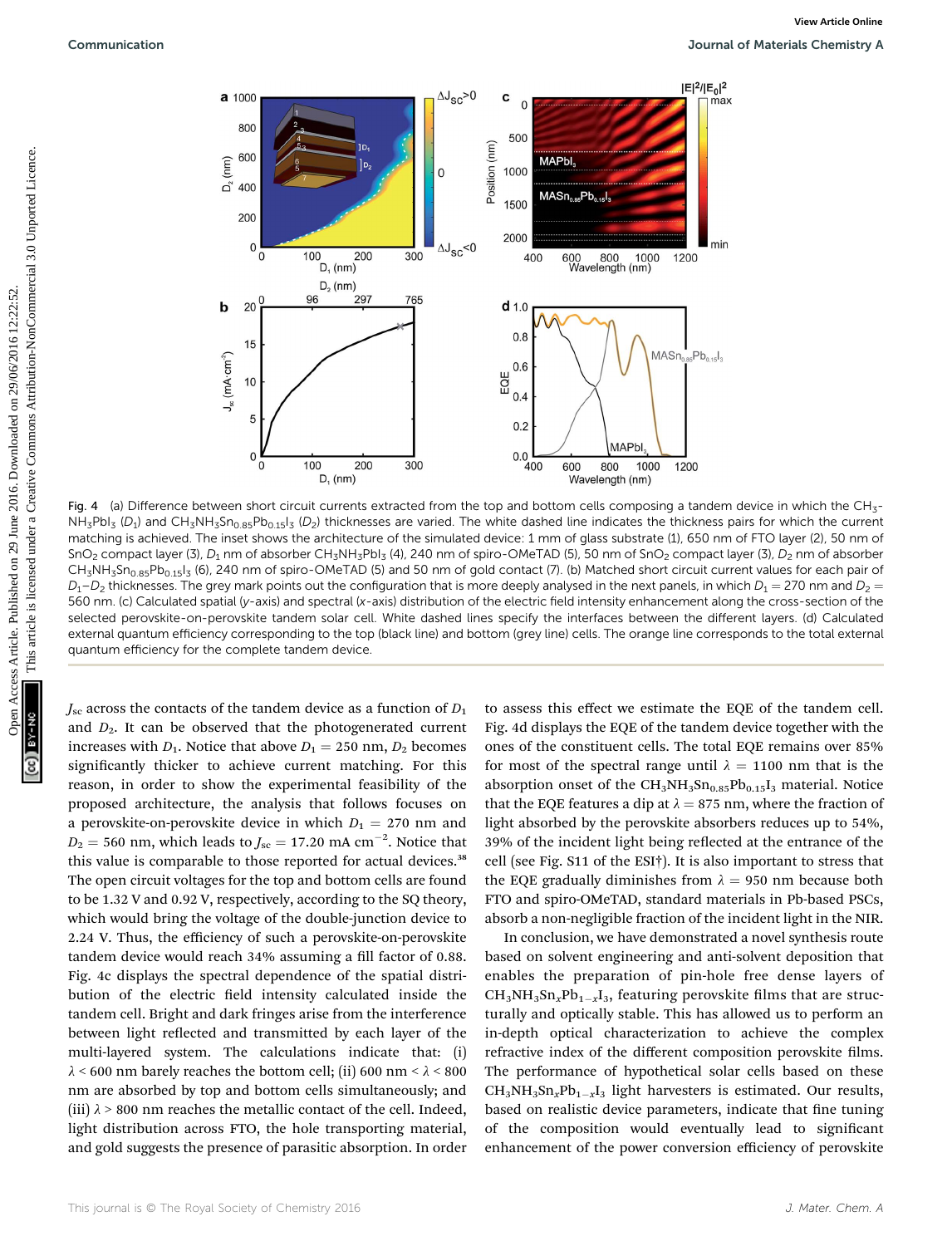Fig. 4 (a) Difference between short circuit currents extracted from the top and bottom cells composing a tandem device in which the $CH_3NH_3PbI_3$ ($D_1$) and $CH_3NH_3Sn_{0.85}Pb_{0.15}I_3$ ($D_2$) thicknesses are varied. The white dashed line indicates the thickness pairs for which the current matching is achieved. The inset shows the architecture of the simulated device: 1 mm of glass substrate (1), 650 nm of FTO layer (2), 50 nm of $SnO_2$ compact layer (3), $D_1$ nm of absorber $CH_3NH_3PbI_3$ (4), 240 nm of spiro-OMeTAD (5), 50 nm of $SnO_2$ compact layer (3), $D_2$ nm of absorber $CH_3NH_3Sn_{0.85}Pb_{0.15}I_3$ (6), 240 nm of spiro-OMeTAD (5) and 50 nm of gold contact (7). (b) Matched short circuit current values for each pair of $D_1$–$D_2$ thicknesses. The grey mark points out the configuration that is more deeply analysed in the next panels, in which $D_1$ = 270 nm and $D_2$ = 560 nm. (c) Calculated spatial (y-axis) and spectral (x-axis) distribution of the electric field intensity enhancement along the cross-section of the selected perovskite-on-perovskite tandem solar cell. White dashed lines specify the interfaces between the different layers. (d) Calculated external quantum efficiency corresponding to the top (black line) and bottom (grey line) cells. The orange line corresponds to the total external quantum efficiency for the complete tandem device.

$J_{sc}$ across the contacts of the tandem device as a function of $D_1$ and $D_2$. It can be observed that the photogenerated current increases with $D_1$. Notice that above $D_1$ = 250 nm, $D_2$ becomes significantly thicker to achieve current matching. For this reason, in order to show the experimental feasibility of the proposed architecture, the analysis that follows focuses on a perovskite-on-perovskite device in which $D_1$ = 270 nm and $D_2$ = 560 nm, which leads to $J_{sc}$ = 17.20 mA cm$^{-2}$. Notice that this value is comparable to those reported for actual devices.[38] The open circuit voltages for the top and bottom cells are found to be 1.32 V and 0.92 V, respectively, according to the SQ theory, which would bring the voltage of the double-junction device to 2.24 V. Thus, the efficiency of such a perovskite-on-perovskite tandem device would reach 34% assuming a fill factor of 0.88. Fig. 4c displays the spectral dependence of the spatial distribution of the electric field intensity calculated inside the tandem cell. Bright and dark fringes arise from the interference between light reflected and transmitted by each layer of the multi-layered system. The calculations indicate that: (i) $\lambda$ < 600 nm barely reaches the bottom cell; (ii) 600 nm < $\lambda$ < 800 nm are absorbed by top and bottom cells simultaneously; and (iii) $\lambda$ > 800 nm reaches the metallic contact of the cell. Indeed, light distribution across FTO, the hole transporting material, and gold suggests the presence of parasitic absorption. In order to assess this effect we estimate the EQE of the tandem cell. Fig. 4d displays the EQE of the tandem device together with the ones of the constituent cells. The total EQE remains over 85% for most of the spectral range until $\lambda$ = 1100 nm that is the absorption onset of the $CH_3NH_3Sn_{0.85}Pb_{0.15}I_3$ material. Notice that the EQE features a dip at $\lambda$ = 875 nm, where the fraction of light absorbed by the perovskite absorbers reduces up to 54%, 39% of the incident light being reflected at the entrance of the cell (see Fig. S11 of the ESI†). It is also important to stress that the EQE gradually diminishes from $\lambda$ = 950 nm because both FTO and spiro-OMeTAD, standard materials in Pb-based PSCs, absorb a non-negligible fraction of the incident light in the NIR.

In conclusion, we have demonstrated a novel synthesis route based on solvent engineering and anti-solvent deposition that enables the preparation of pin-hole free dense layers of $CH_3NH_3Sn_xPb_{1-x}I_3$, featuring perovskite films that are structurally and optically stable. This has allowed us to perform an in-depth optical characterization to achieve the complex refractive index of the different composition perovskite films. The performance of hypothetical solar cells based on these $CH_3NH_3Sn_xPb_{1-x}I_3$ light harvesters is estimated. Our results, based on realistic device parameters, indicate that fine tuning of the composition would eventually lead to significant enhancement of the power conversion efficiency of perovskite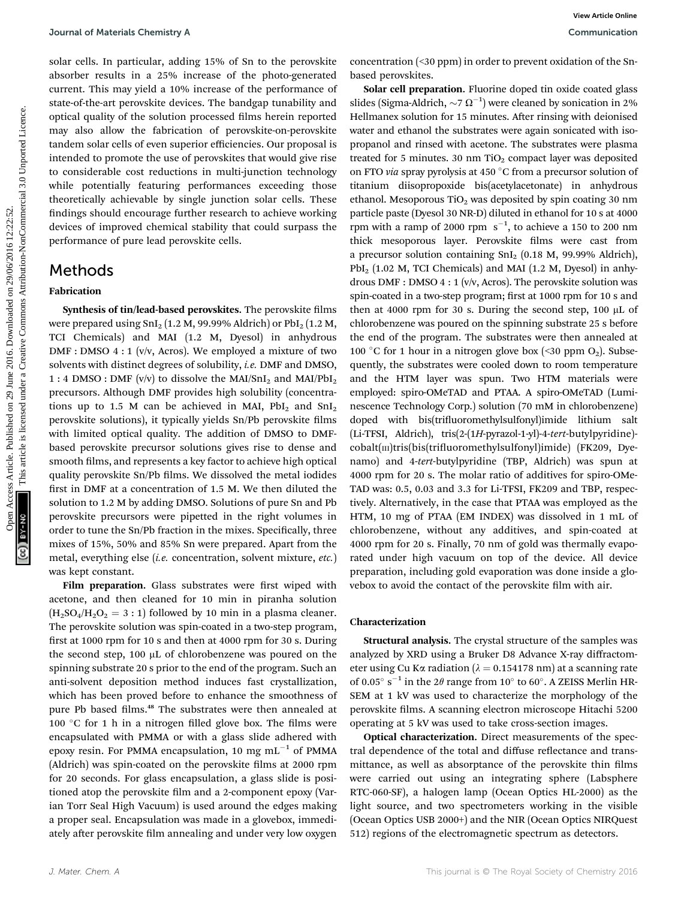solar cells. In particular, adding 15% of Sn to the perovskite absorber results in a 25% increase of the photo-generated current. This may yield a 10% increase of the performance of state-of-the-art perovskite devices. The bandgap tunability and optical quality of the solution processed films herein reported may also allow the fabrication of perovskite-on-perovskite tandem solar cells of even superior efficiencies. Our proposal is intended to promote the use of perovskites that would give rise to considerable cost reductions in multi-junction technology while potentially featuring performances exceeding those theoretically achievable by single junction solar cells. These findings should encourage further research to achieve working devices of improved chemical stability that could surpass the performance of pure lead perovskite cells.

# Methods

### Fabrication

**Synthesis of tin/lead-based perovskites.** The perovskite films were prepared using $SnI_2$ (1.2 M, 99.99% Aldrich) or $PbI_2$ (1.2 M, TCI Chemicals) and MAI (1.2 M, Dyesol) in anhydrous DMF : DMSO 4 : 1 (v/v, Acros). We employed a mixture of two solvents with distinct degrees of solubility, *i.e.* DMF and DMSO, 1 : 4 DMSO : DMF (v/v) to dissolve the MAI/$SnI_2$ and MAI/$PbI_2$ precursors. Although DMF provides high solubility (concentrations up to 1.5 M can be achieved in MAI, $PbI_2$ and $SnI_2$ perovskite solutions), it typically yields Sn/Pb perovskite films with limited optical quality. The addition of DMSO to DMF-based perovskite precursor solutions gives rise to dense and smooth films, and represents a key factor to achieve high optical quality perovskite Sn/Pb films. We dissolved the metal iodides first in DMF at a concentration of 1.5 M. We then diluted the solution to 1.2 M by adding DMSO. Solutions of pure Sn and Pb perovskite precursors were pipetted in the right volumes in order to tune the Sn/Pb fraction in the mixes. Specifically, three mixes of 15%, 50% and 85% Sn were prepared. Apart from the metal, everything else (*i.e.* concentration, solvent mixture, *etc.*) was kept constant.

**Film preparation.** Glass substrates were first wiped with acetone, and then cleaned for 10 min in piranha solution ($H_2SO_4/H_2O_2 = 3:1$) followed by 10 min in a plasma cleaner. The perovskite solution was spin-coated in a two-step program, first at 1000 rpm for 10 s and then at 4000 rpm for 30 s. During the second step, 100 μL of chlorobenzene was poured on the spinning substrate 20 s prior to the end of the program. Such an anti-solvent deposition method induces fast crystallization, which has been proved before to enhance the smoothness of pure Pb based films.[48] The substrates were then annealed at 100 °C for 1 h in a nitrogen filled glove box. The films were encapsulated with PMMA or with a glass slide adhered with epoxy resin. For PMMA encapsulation, 10 mg $mL^{-1}$ of PMMA (Aldrich) was spin-coated on the perovskite films at 2000 rpm for 20 seconds. For glass encapsulation, a glass slide is positioned atop the perovskite film and a 2-component epoxy (Varian Torr Seal High Vacuum) is used around the edges making a proper seal. Encapsulation was made in a glovebox, immediately after perovskite film annealing and under very low oxygen concentration (<30 ppm) in order to prevent oxidation of the Sn-based perovskites.

**Solar cell preparation.** Fluorine doped tin oxide coated glass slides (Sigma-Aldrich, $\sim 7\ \Omega^{-1}$) were cleaned by sonication in 2% Hellmanex solution for 15 minutes. After rinsing with deionised water and ethanol the substrates were again sonicated with isopropanol and rinsed with acetone. The substrates were plasma treated for 5 minutes. 30 nm $TiO_2$ compact layer was deposited on FTO *via* spray pyrolysis at 450 °C from a precursor solution of titanium diisopropoxide bis(acetylacetonate) in anhydrous ethanol. Mesoporous $TiO_2$ was deposited by spin coating 30 nm particle paste (Dyesol 30 NR-D) diluted in ethanol for 10 s at 4000 rpm with a ramp of 2000 rpm $s^{-1}$, to achieve a 150 to 200 nm thick mesoporous layer. Perovskite films were cast from a precursor solution containing $SnI_2$ (0.18 M, 99.99% Aldrich), $PbI_2$ (1.02 M, TCI Chemicals) and MAI (1.2 M, Dyesol) in anhydrous DMF : DMSO 4 : 1 (v/v, Acros). The perovskite solution was spin-coated in a two-step program; first at 1000 rpm for 10 s and then at 4000 rpm for 30 s. During the second step, 100 μL of chlorobenzene was poured on the spinning substrate 25 s before the end of the program. The substrates were then annealed at 100 °C for 1 hour in a nitrogen glove box (<30 ppm $O_2$). Subsequently, the substrates were cooled down to room temperature and the HTM layer was spun. Two HTM materials were employed: spiro-OMeTAD and PTAA. A spiro-OMeTAD (Luminescence Technology Corp.) solution (70 mM in chlorobenzene) doped with bis(trifluoromethylsulfonyl)imide lithium salt (Li-TFSI, Aldrich), tris(2-(1*H*-pyrazol-1-yl)-4-*tert*-butylpyridine)-cobalt(III)tris(bis(trifluoromethylsulfonyl)imide) (FK209, Dyenamo) and 4-*tert*-butylpyridine (TBP, Aldrich) was spun at 4000 rpm for 20 s. The molar ratio of additives for spiro-OMeTAD was: 0.5, 0.03 and 3.3 for Li-TFSI, FK209 and TBP, respectively. Alternatively, in the case that PTAA was employed as the HTM, 10 mg of PTAA (EM INDEX) was dissolved in 1 mL of chlorobenzene, without any additives, and spin-coated at 4000 rpm for 20 s. Finally, 70 nm of gold was thermally evaporated under high vacuum on top of the device. All device preparation, including gold evaporation was done inside a glovebox to avoid the contact of the perovskite film with air.

### Characterization

**Structural analysis.** The crystal structure of the samples was analyzed by XRD using a Bruker D8 Advance X-ray diffractometer using Cu Kα radiation ($\lambda = 0.154178$ nm) at a scanning rate of 0.05° $s^{-1}$ in the $2\theta$ range from 10° to 60°. A ZEISS Merlin HR-SEM at 1 kV was used to characterize the morphology of the perovskite films. A scanning electron microscope Hitachi 5200 operating at 5 kV was used to take cross-section images.

**Optical characterization.** Direct measurements of the spectral dependence of the total and diffuse reflectance and transmittance, as well as absorptance of the perovskite thin films were carried out using an integrating sphere (Labsphere RTC-060-SF), a halogen lamp (Ocean Optics HL-2000) as the light source, and two spectrometers working in the visible (Ocean Optics USB 2000+) and the NIR (Ocean Optics NIRQuest 512) regions of the electromagnetic spectrum as detectors.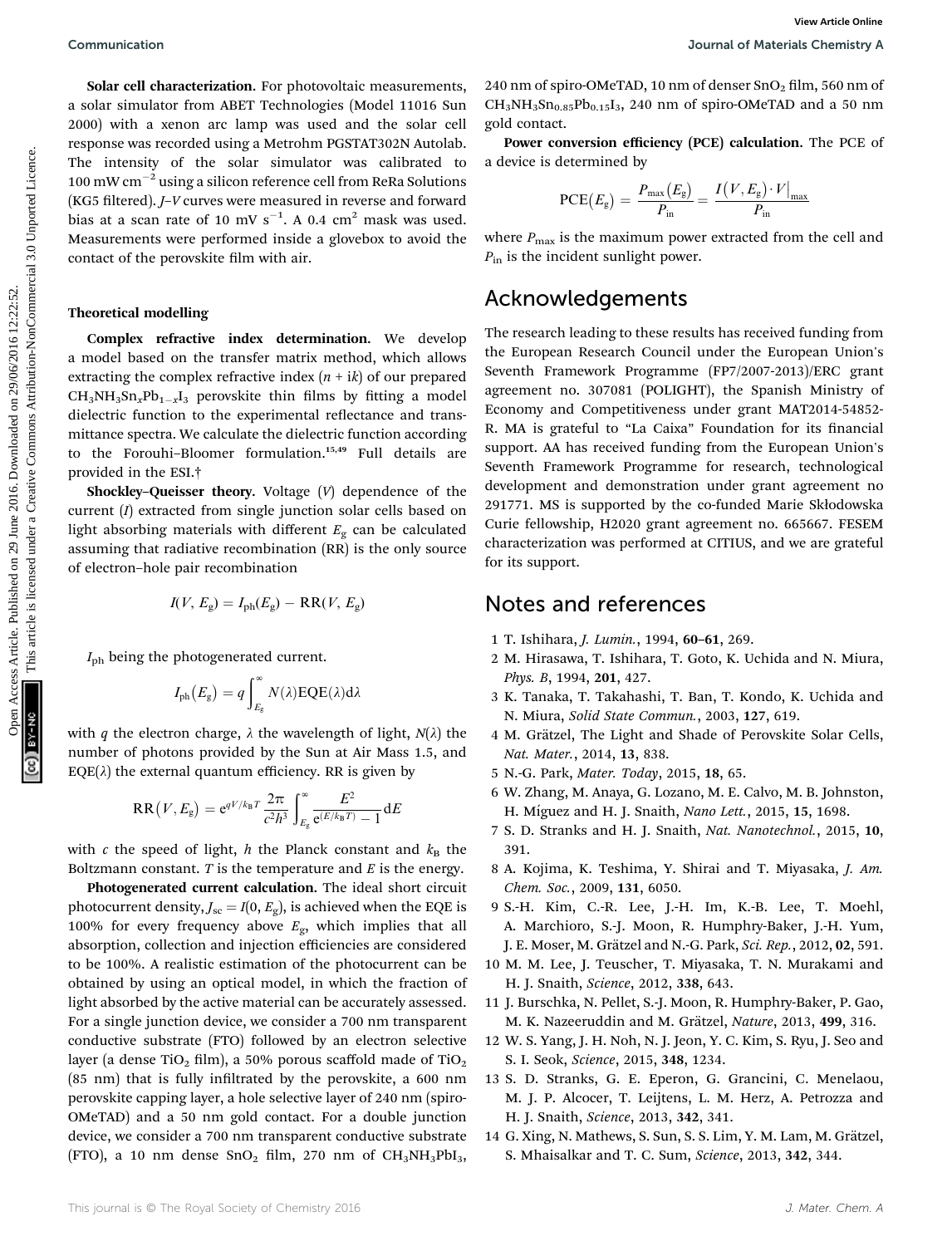**Solar cell characterization.** For photovoltaic measurements, a solar simulator from ABET Technologies (Model 11016 Sun 2000) with a xenon arc lamp was used and the solar cell response was recorded using a Metrohm PGSTAT302N Autolab. The intensity of the solar simulator was calibrated to 100 mW $cm^{-2}$ using a silicon reference cell from ReRa Solutions (KG5 filtered). *J–V* curves were measured in reverse and forward bias at a scan rate of 10 mV $s^{-1}$. A 0.4 $cm^2$ mask was used. Measurements were performed inside a glovebox to avoid the contact of the perovskite film with air.

### Theoretical modelling

**Complex refractive index determination.** We develop a model based on the transfer matrix method, which allows extracting the complex refractive index ($n + ik$) of our prepared $CH_3NH_3Sn_xPb_{1-x}I_3$ perovskite thin films by fitting a model dielectric function to the experimental reflectance and transmittance spectra. We calculate the dielectric function according to the Forouhi–Bloomer formulation.[15,49] Full details are provided in the ESI.†

**Shockley–Queisser theory.** Voltage ($V$) dependence of the current ($I$) extracted from single junction solar cells based on light absorbing materials with different $E_g$ can be calculated assuming that radiative recombination (RR) is the only source of electron–hole pair recombination

$$I(V, E_g) = I_{ph}(E_g) - RR(V, E_g)$$

$I_{ph}$ being the photogenerated current.

$$I_{ph}(E_g) = q\int_{E_g}^{\infty} N(\lambda)EQE(\lambda)d\lambda$$

with $q$ the electron charge, $\lambda$ the wavelength of light, $N(\lambda)$ the number of photons provided by the Sun at Air Mass 1.5, and EQE($\lambda$) the external quantum efficiency. RR is given by

$$RR(V, E_g) = e^{qV/k_BT}\frac{2\pi}{c^2h^3}\int_{E_g}^{\infty}\frac{E^2}{e^{(E/k_BT)}-1}dE$$

with $c$ the speed of light, $h$ the Planck constant and $k_B$ the Boltzmann constant. $T$ is the temperature and $E$ is the energy.

**Photogenerated current calculation.** The ideal short circuit photocurrent density, $J_{sc} = I(0, E_g)$, is achieved when the EQE is 100% for every frequency above $E_g$, which implies that all absorption, collection and injection efficiencies are considered to be 100%. A realistic estimation of the photocurrent can be obtained by using an optical model, in which the fraction of light absorbed by the active material can be accurately assessed. For a single junction device, we consider a 700 nm transparent conductive substrate (FTO) followed by an electron selective layer (a dense $TiO_2$ film), a 50% porous scaffold made of $TiO_2$ (85 nm) that is fully infiltrated by the perovskite, a 600 nm perovskite capping layer, a hole selective layer of 240 nm (spiro-OMeTAD) and a 50 nm gold contact. For a double junction device, we consider a 700 nm transparent conductive substrate (FTO), a 10 nm dense $SnO_2$ film, 270 nm of $CH_3NH_3PbI_3$, 240 nm of spiro-OMeTAD, 10 nm of denser $SnO_2$ film, 560 nm of $CH_3NH_3Sn_{0.85}Pb_{0.15}I_3$, 240 nm of spiro-OMeTAD and a 50 nm gold contact.

**Power conversion efficiency (PCE) calculation.** The PCE of a device is determined by

$$PCE(E_g) = \frac{P_{max}(E_g)}{P_{in}} = \frac{I(V, E_g)\cdot V|_{max}}{P_{in}}$$

where $P_{max}$ is the maximum power extracted from the cell and $P_{in}$ is the incident sunlight power.

## Acknowledgements

The research leading to these results has received funding from the European Research Council under the European Union's Seventh Framework Programme (FP7/2007-2013)/ERC grant agreement no. 307081 (POLIGHT), the Spanish Ministry of Economy and Competitiveness under grant MAT2014-54852-R. MA is grateful to "La Caixa" Foundation for its financial support. AA has received funding from the European Union's Seventh Framework Programme for research, technological development and demonstration under grant agreement no 291771. MS is supported by the co-funded Marie Skłodowska Curie fellowship, H2020 grant agreement no. 665667. FESEM characterization was performed at CITIUS, and we are grateful for its support.

## Notes and references

1 T. Ishihara, *J. Lumin.*, 1994, **60–61**, 269.

2 M. Hirasawa, T. Ishihara, T. Goto, K. Uchida and N. Miura, *Phys. B*, 1994, **201**, 427.

3 K. Tanaka, T. Takahashi, T. Ban, T. Kondo, K. Uchida and N. Miura, *Solid State Commun.*, 2003, **127**, 619.

4 M. Grätzel, The Light and Shade of Perovskite Solar Cells, *Nat. Mater.*, 2014, **13**, 838.

5 N.-G. Park, *Mater. Today*, 2015, **18**, 65.

6 W. Zhang, M. Anaya, G. Lozano, M. E. Calvo, M. B. Johnston, H. Míguez and H. J. Snaith, *Nano Lett.*, 2015, **15**, 1698.

7 S. D. Stranks and H. J. Snaith, *Nat. Nanotechnol.*, 2015, **10**, 391.

8 A. Kojima, K. Teshima, Y. Shirai and T. Miyasaka, *J. Am. Chem. Soc.*, 2009, **131**, 6050.

9 S.-H. Kim, C.-R. Lee, J.-H. Im, K.-B. Lee, T. Moehl, A. Marchioro, S.-J. Moon, R. Humphry-Baker, J.-H. Yum, J. E. Moser, M. Grätzel and N.-G. Park, *Sci. Rep.*, 2012, **02**, 591.

10 M. M. Lee, J. Teuscher, T. Miyasaka, T. N. Murakami and H. J. Snaith, *Science*, 2012, **338**, 643.

11 J. Burschka, N. Pellet, S.-J. Moon, R. Humphry-Baker, P. Gao, M. K. Nazeeruddin and M. Grätzel, *Nature*, 2013, **499**, 316.

12 W. S. Yang, J. H. Noh, N. J. Jeon, Y. C. Kim, S. Ryu, J. Seo and S. I. Seok, *Science*, 2015, **348**, 1234.

13 S. D. Stranks, G. E. Eperon, G. Grancini, C. Menelaou, M. J. P. Alcocer, T. Leijtens, L. M. Herz, A. Petrozza and H. J. Snaith, *Science*, 2013, **342**, 341.

14 G. Xing, N. Mathews, S. Sun, S. S. Lim, Y. M. Lam, M. Grätzel, S. Mhaisalkar and T. C. Sum, *Science*, 2013, **342**, 344.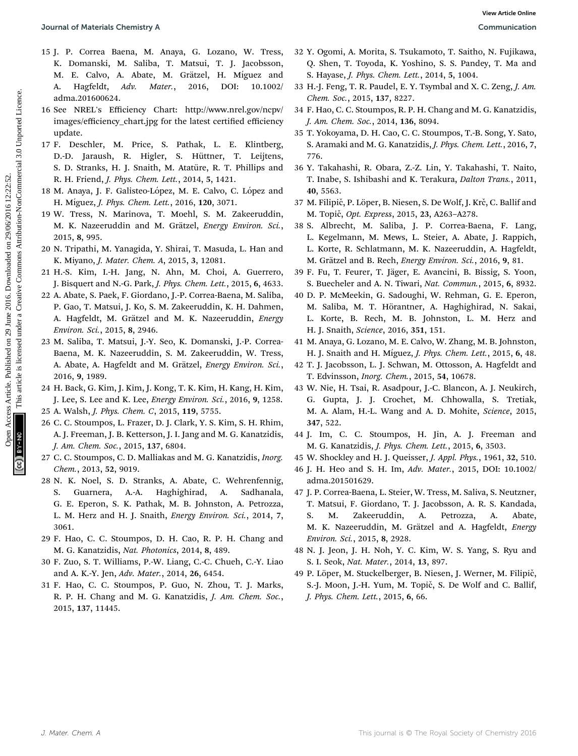15 J. P. Correa Baena, M. Anaya, G. Lozano, W. Tress, K. Domanski, M. Saliba, T. Matsui, T. J. Jacobsson, M. E. Calvo, A. Abate, M. Grätzel, H. Míguez and A. Hagfeldt, *Adv. Mater.*, 2016, DOI: 10.1002/adma.201600624.

16 See NREL's Efficiency Chart: http://www.nrel.gov/ncpv/images/efficiency_chart.jpg for the latest certified efficiency update.

17 F. Deschler, M. Price, S. Pathak, L. E. Klintberg, D.-D. Jaraush, R. Higler, S. Hüttner, T. Leijtens, S. D. Stranks, H. J. Snaith, M. Atatüre, R. T. Phillips and R. H. Friend, *J. Phys. Chem. Lett.*, 2014, **5**, 1421.

18 M. Anaya, J. F. Galisteo-López, M. E. Calvo, C. López and H. Míguez, *J. Phys. Chem. Lett.*, 2016, **120**, 3071.

19 W. Tress, N. Marinova, T. Moehl, S. M. Zakeeruddin, M. K. Nazeeruddin and M. Grätzel, *Energy Environ. Sci.*, 2015, **8**, 995.

20 N. Tripathi, M. Yanagida, Y. Shirai, T. Masuda, L. Han and K. Miyano, *J. Mater. Chem. A*, 2015, **3**, 12081.

21 H.-S. Kim, I.-H. Jang, N. Ahn, M. Choi, A. Guerrero, J. Bisquert and N.-G. Park, *J. Phys. Chem. Lett.*, 2015, **6**, 4633.

22 A. Abate, S. Paek, F. Giordano, J.-P. Correa-Baena, M. Saliba, P. Gao, T. Matsui, J. Ko, S. M. Zakeeruddin, K. H. Dahmen, A. Hagfeldt, M. Grätzel and M. K. Nazeeruddin, *Energy Environ. Sci.*, 2015, **8**, 2946.

23 M. Saliba, T. Matsui, J.-Y. Seo, K. Domanski, J.-P. Correa-Baena, M. K. Nazeeruddin, S. M. Zakeeruddin, W. Tress, A. Abate, A. Hagfeldt and M. Grätzel, *Energy Environ. Sci.*, 2016, **9**, 1989.

24 H. Back, G. Kim, J. Kim, J. Kong, T. K. Kim, H. Kang, H. Kim, J. Lee, S. Lee and K. Lee, *Energy Environ. Sci.*, 2016, **9**, 1258.

25 A. Walsh, *J. Phys. Chem. C*, 2015, **119**, 5755.

26 C. C. Stoumpos, L. Frazer, D. J. Clark, Y. S. Kim, S. H. Rhim, A. J. Freeman, J. B. Ketterson, J. I. Jang and M. G. Kanatzidis, *J. Am. Chem. Soc.*, 2015, **137**, 6804.

27 C. C. Stoumpos, C. D. Malliakas and M. G. Kanatzidis, *Inorg. Chem.*, 2013, **52**, 9019.

28 N. K. Noel, S. D. Stranks, A. Abate, C. Wehrenfennig, S. Guarnera, A.-A. Haghighirad, A. Sadhanala, G. E. Eperon, S. K. Pathak, M. B. Johnston, A. Petrozza, L. M. Herz and H. J. Snaith, *Energy Environ. Sci.*, 2014, **7**, 3061.

29 F. Hao, C. C. Stoumpos, D. H. Cao, R. P. H. Chang and M. G. Kanatzidis, *Nat. Photonics*, 2014, **8**, 489.

30 F. Zuo, S. T. Williams, P.-W. Liang, C.-C. Chueh, C.-Y. Liao and A. K.-Y. Jen, *Adv. Mater.*, 2014, **26**, 6454.

31 F. Hao, C. C. Stoumpos, P. Guo, N. Zhou, T. J. Marks, R. P. H. Chang and M. G. Kanatzidis, *J. Am. Chem. Soc.*, 2015, **137**, 11445.

32 Y. Ogomi, A. Morita, S. Tsukamoto, T. Saitho, N. Fujikawa, Q. Shen, T. Toyoda, K. Yoshino, S. S. Pandey, T. Ma and S. Hayase, *J. Phys. Chem. Lett.*, 2014, **5**, 1004.

33 H.-J. Feng, T. R. Paudel, E. Y. Tsymbal and X. C. Zeng, *J. Am. Chem. Soc.*, 2015, **137**, 8227.

34 F. Hao, C. C. Stoumpos, R. P. H. Chang and M. G. Kanatzidis, *J. Am. Chem. Soc.*, 2014, **136**, 8094.

35 T. Yokoyama, D. H. Cao, C. C. Stoumpos, T.-B. Song, Y. Sato, S. Aramaki and M. G. Kanatzidis, *J. Phys. Chem. Lett.*, 2016, **7**, 776.

36 Y. Takahashi, R. Obara, Z.-Z. Lin, Y. Takahashi, T. Naito, T. Inabe, S. Ishibashi and K. Terakura, *Dalton Trans.*, 2011, **40**, 5563.

37 M. Filipič, P. Löper, B. Niesen, S. De Wolf, J. Krč, C. Ballif and M. Topič, *Opt. Express*, 2015, **23**, A263–A278.

38 S. Albrecht, M. Saliba, J. P. Correa-Baena, F. Lang, L. Kegelmann, M. Mews, L. Steier, A. Abate, J. Rappich, L. Korte, R. Schlatmann, M. K. Nazeeruddin, A. Hagfeldt, M. Grätzel and B. Rech, *Energy Environ. Sci.*, 2016, **9**, 81.

39 F. Fu, T. Feurer, T. Jäger, E. Avancini, B. Bissig, S. Yoon, S. Buecheler and A. N. Tiwari, *Nat. Commun.*, 2015, **6**, 8932.

40 D. P. McMeekin, G. Sadoughi, W. Rehman, G. E. Eperon, M. Saliba, M. T. Hörantner, A. Haghighirad, N. Sakai, L. Korte, B. Rech, M. B. Johnston, L. M. Herz and H. J. Snaith, *Science*, 2016, **351**, 151.

41 M. Anaya, G. Lozano, M. E. Calvo, W. Zhang, M. B. Johnston, H. J. Snaith and H. Míguez, *J. Phys. Chem. Lett.*, 2015, **6**, 48.

42 T. J. Jacobsson, L. J. Schwan, M. Ottosson, A. Hagfeldt and T. Edvinsson, *Inorg. Chem.*, 2015, **54**, 10678.

43 W. Nie, H. Tsai, R. Asadpour, J.-C. Blancon, A. J. Neukirch, G. Gupta, J. J. Crochet, M. Chhowalla, S. Tretiak, M. A. Alam, H.-L. Wang and A. D. Mohite, *Science*, 2015, **347**, 522.

44 J. Im, C. C. Stoumpos, H. Jin, A. J. Freeman and M. G. Kanatzidis, *J. Phys. Chem. Lett.*, 2015, **6**, 3503.

45 W. Shockley and H. J. Queisser, *J. Appl. Phys.*, 1961, **32**, 510.

46 J. H. Heo and S. H. Im, *Adv. Mater.*, 2015, DOI: 10.1002/adma.201501629.

47 J. P. Correa-Baena, L. Steier, W. Tress, M. Saliva, S. Neutzner, T. Matsui, F. Giordano, T. J. Jacobsson, A. R. S. Kandada, S. M. Zakeeruddin, A. Petrozza, A. Abate, M. K. Nazeeruddin, M. Grätzel and A. Hagfeldt, *Energy Environ. Sci.*, 2015, **8**, 2928.

48 N. J. Jeon, J. H. Noh, Y. C. Kim, W. S. Yang, S. Ryu and S. I. Seok, *Nat. Mater.*, 2014, **13**, 897.

49 P. Löper, M. Stuckelberger, B. Niesen, J. Werner, M. Filipič, S.-J. Moon, J.-H. Yum, M. Topič, S. De Wolf and C. Ballif, *J. Phys. Chem. Lett.*, 2015, **6**, 66.